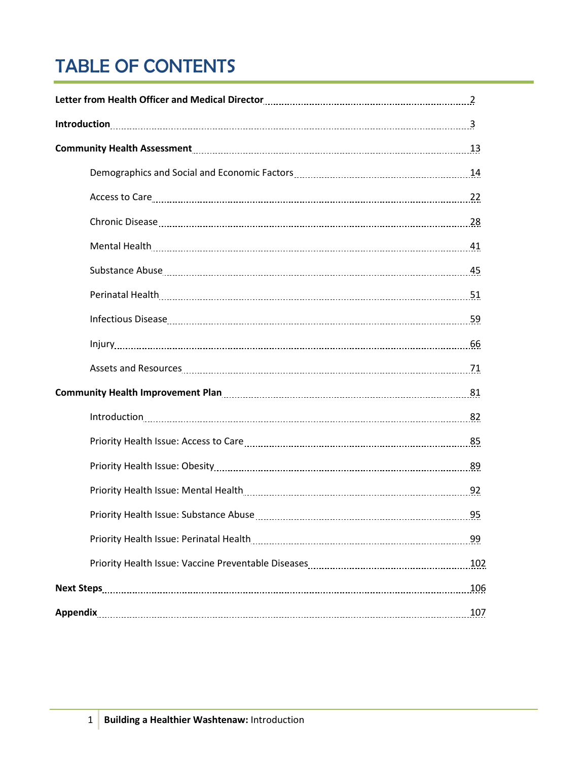# TABLE OF CONTENTS

**Letter from Health Officer and Medical Director** ........ 2

**Introduction** ........ 3

**Community Health Assessment** ........ 13

- Demographics and Social and Economic Factors ........ 14
- Access to Care ........ 22
- Chronic Disease ........ 28
- Mental Health ........ 41
- Substance Abuse ........ 45
- Perinatal Health ........ 51
- Infectious Disease ........ 59
- Injury ........ 66
- Assets and Resources ........ 71

**Community Health Improvement Plan** ........ 81

- Introduction ........ 82
- Priority Health Issue: Access to Care ........ 85
- Priority Health Issue: Obesity ........ 89
- Priority Health Issue: Mental Health ........ 92
- Priority Health Issue: Substance Abuse ........ 95
- Priority Health Issue: Perinatal Health ........ 99
- Priority Health Issue: Vaccine Preventable Diseases ........ 102

**Next Steps** ........ 106

**Appendix** ........ 107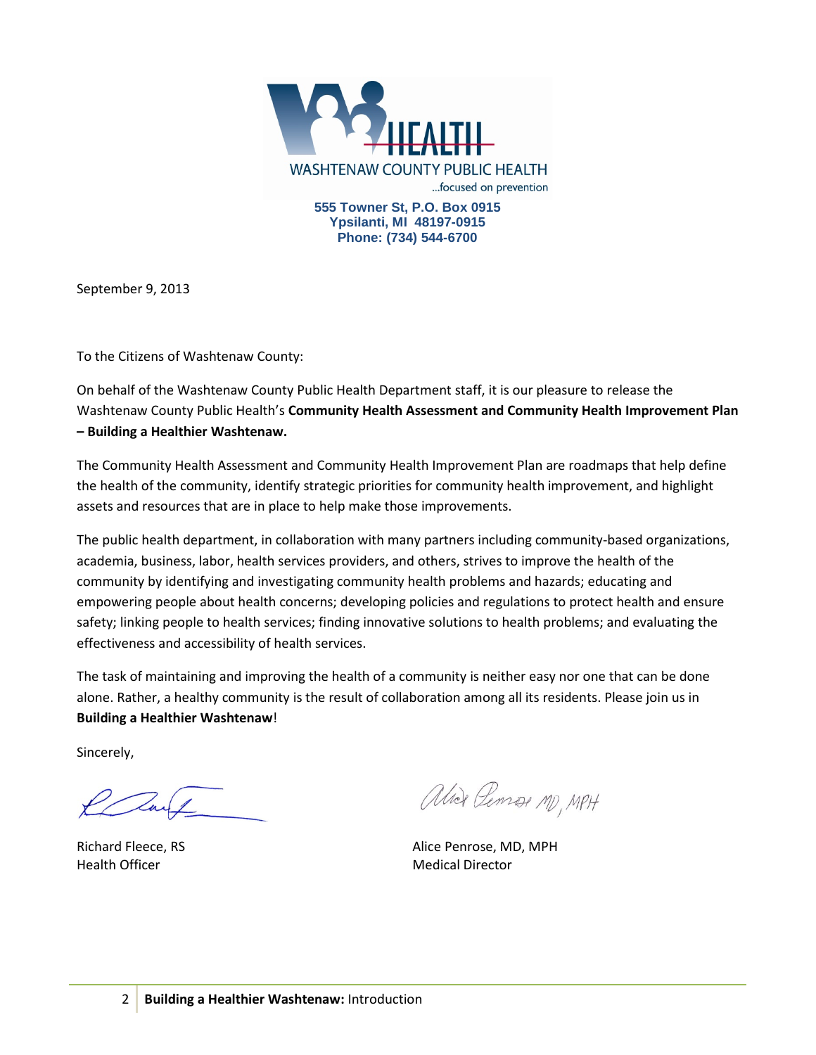WASHTENAW COUNTY PUBLIC HEALTH

...focused on prevention

**555 Towner St, P.O. Box 0915**
**Ypsilanti, MI 48197-0915**
**Phone: (734) 544-6700**

September 9, 2013

To the Citizens of Washtenaw County:

On behalf of the Washtenaw County Public Health Department staff, it is our pleasure to release the Washtenaw County Public Health's **Community Health Assessment and Community Health Improvement Plan – Building a Healthier Washtenaw.**

The Community Health Assessment and Community Health Improvement Plan are roadmaps that help define the health of the community, identify strategic priorities for community health improvement, and highlight assets and resources that are in place to help make those improvements.

The public health department, in collaboration with many partners including community-based organizations, academia, business, labor, health services providers, and others, strives to improve the health of the community by identifying and investigating community health problems and hazards; educating and empowering people about health concerns; developing policies and regulations to protect health and ensure safety; linking people to health services; finding innovative solutions to health problems; and evaluating the effectiveness and accessibility of health services.

The task of maintaining and improving the health of a community is neither easy nor one that can be done alone. Rather, a healthy community is the result of collaboration among all its residents. Please join us in **Building a Healthier Washtenaw**!

Sincerely,

Richard Fleece, RS
Health Officer

Alice Penrose, MD, MPH
Medical Director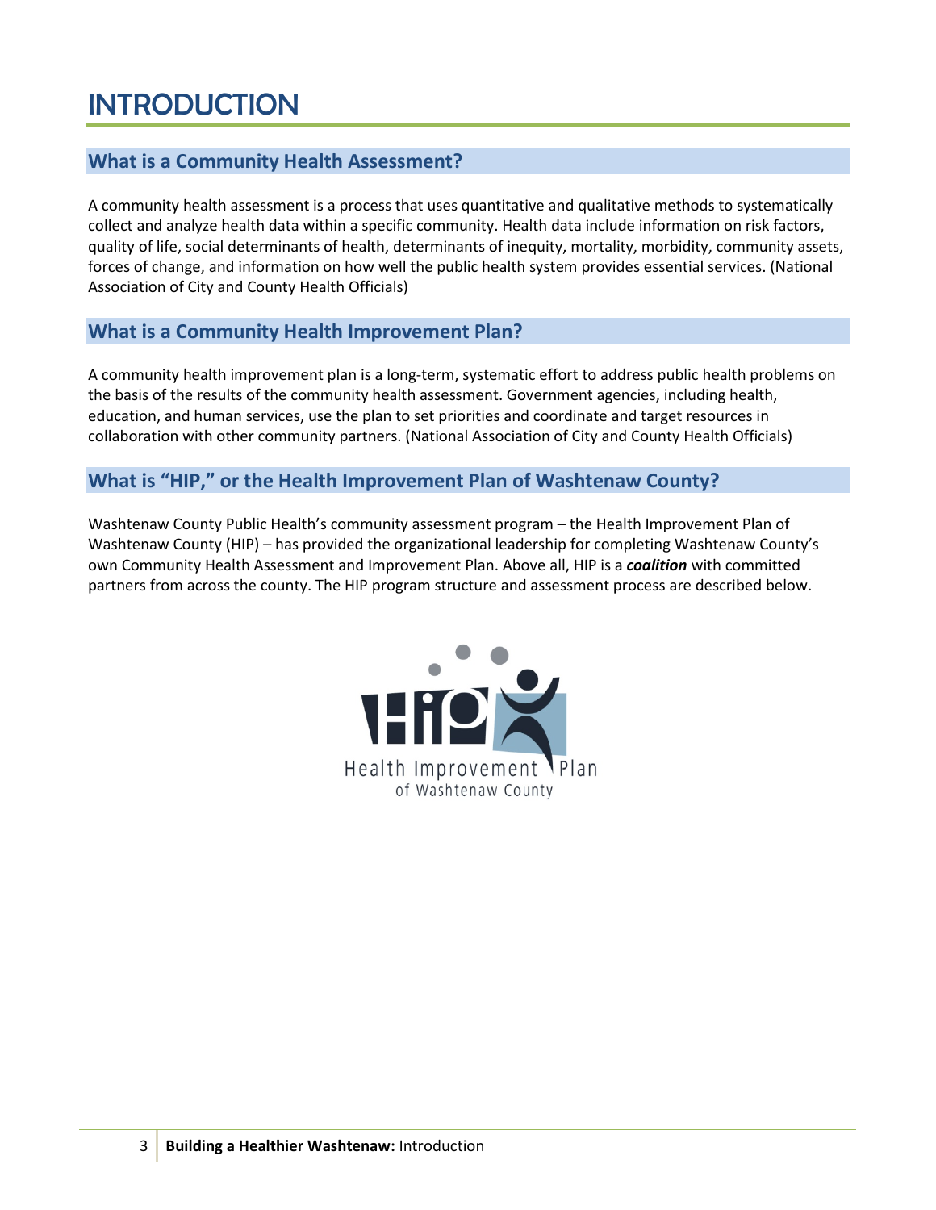# INTRODUCTION

## What is a Community Health Assessment?

A community health assessment is a process that uses quantitative and qualitative methods to systematically collect and analyze health data within a specific community. Health data include information on risk factors, quality of life, social determinants of health, determinants of inequity, mortality, morbidity, community assets, forces of change, and information on how well the public health system provides essential services. (National Association of City and County Health Officials)

## What is a Community Health Improvement Plan?

A community health improvement plan is a long-term, systematic effort to address public health problems on the basis of the results of the community health assessment. Government agencies, including health, education, and human services, use the plan to set priorities and coordinate and target resources in collaboration with other community partners. (National Association of City and County Health Officials)

## What is "HIP," or the Health Improvement Plan of Washtenaw County?

Washtenaw County Public Health's community assessment program – the Health Improvement Plan of Washtenaw County (HIP) – has provided the organizational leadership for completing Washtenaw County's own Community Health Assessment and Improvement Plan. Above all, HIP is a ***coalition*** with committed partners from across the county. The HIP program structure and assessment process are described below.

HIP
Health Improvement Plan
of Washtenaw County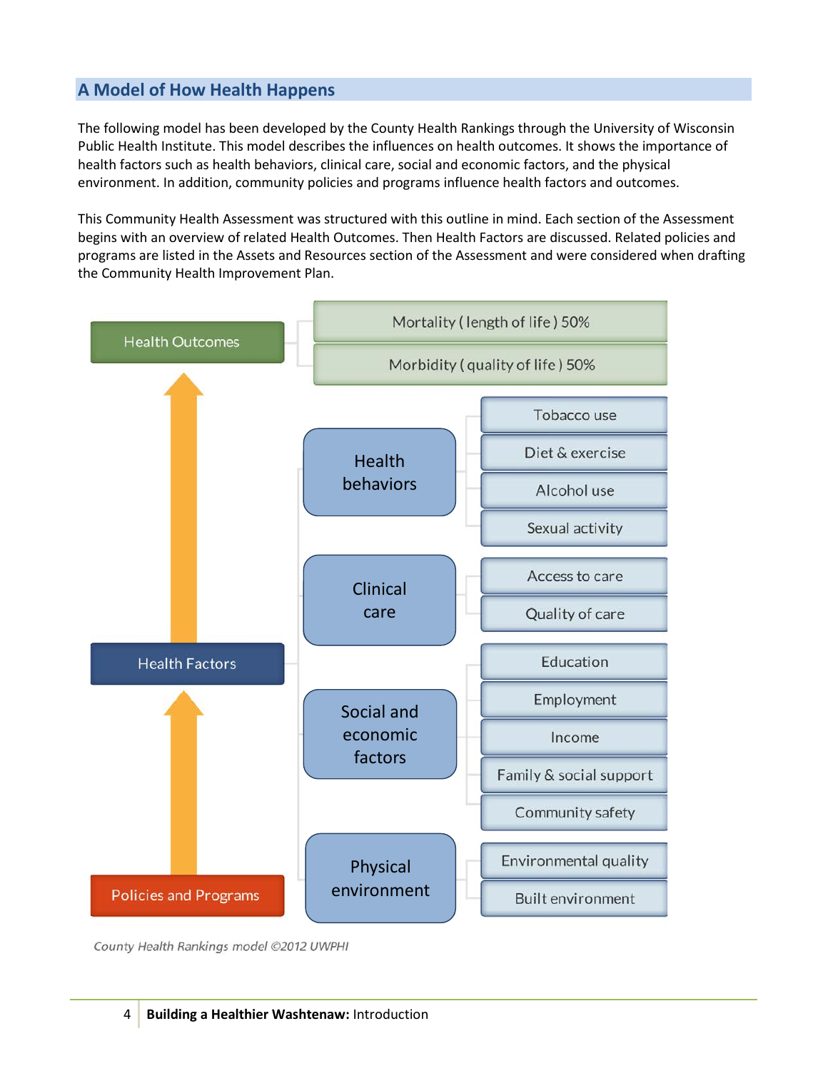## A Model of How Health Happens

The following model has been developed by the County Health Rankings through the University of Wisconsin Public Health Institute. This model describes the influences on health outcomes. It shows the importance of health factors such as health behaviors, clinical care, social and economic factors, and the physical environment. In addition, community policies and programs influence health factors and outcomes.

This Community Health Assessment was structured with this outline in mind. Each section of the Assessment begins with an overview of related Health Outcomes. Then Health Factors are discussed. Related policies and programs are listed in the Assets and Resources section of the Assessment and were considered when drafting the Community Health Improvement Plan.

- **Health Outcomes**
  - Mortality ( length of life ) 50%
  - Morbidity ( quality of life ) 50%
- **Health Factors**
  - Health behaviors
    - Tobacco use
    - Diet & exercise
    - Alcohol use
    - Sexual activity
  - Clinical care
    - Access to care
    - Quality of care
  - Social and economic factors
    - Education
    - Employment
    - Income
    - Family & social support
    - Community safety
  - Physical environment
    - Environmental quality
    - Built environment
- **Policies and Programs**

*County Health Rankings model ©2012 UWPHI*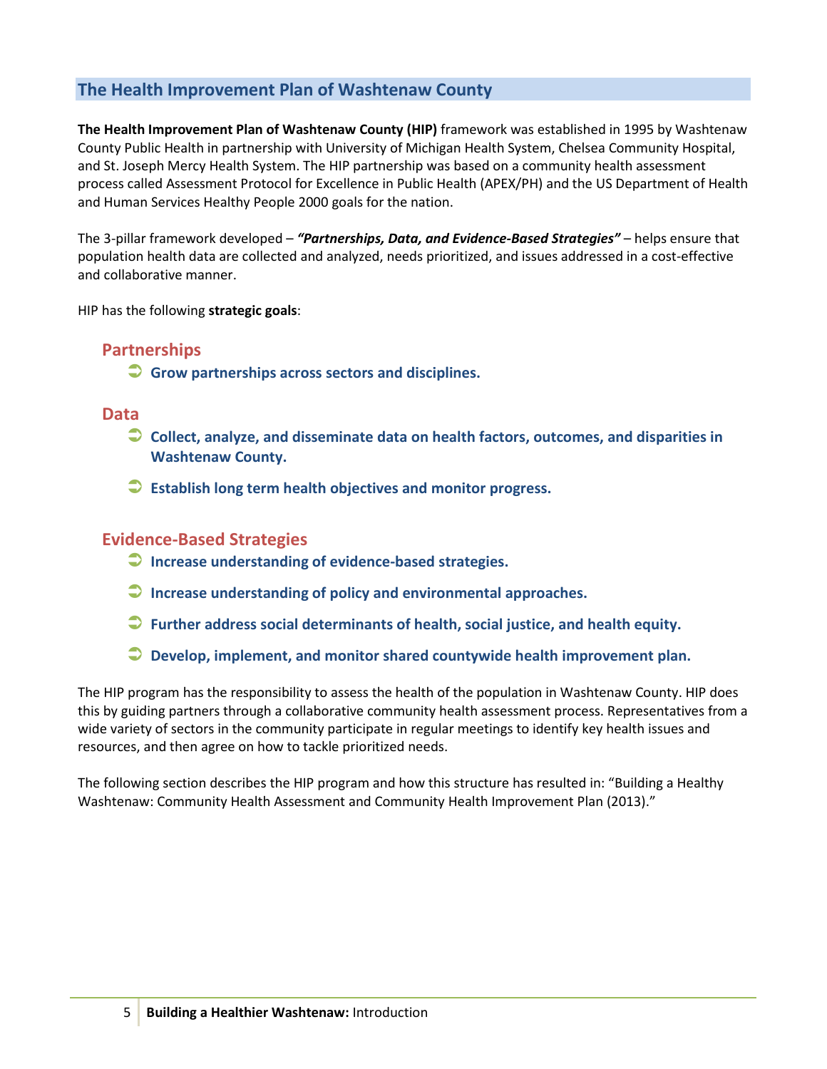## The Health Improvement Plan of Washtenaw County

**The Health Improvement Plan of Washtenaw County (HIP)** framework was established in 1995 by Washtenaw County Public Health in partnership with University of Michigan Health System, Chelsea Community Hospital, and St. Joseph Mercy Health System. The HIP partnership was based on a community health assessment process called Assessment Protocol for Excellence in Public Health (APEX/PH) and the US Department of Health and Human Services Healthy People 2000 goals for the nation.

The 3-pillar framework developed – ***"Partnerships, Data, and Evidence-Based Strategies"*** – helps ensure that population health data are collected and analyzed, needs prioritized, and issues addressed in a cost-effective and collaborative manner.

HIP has the following **strategic goals**:

### Partnerships

- **Grow partnerships across sectors and disciplines.**

### Data

- **Collect, analyze, and disseminate data on health factors, outcomes, and disparities in Washtenaw County.**
- **Establish long term health objectives and monitor progress.**

### Evidence-Based Strategies

- **Increase understanding of evidence-based strategies.**
- **Increase understanding of policy and environmental approaches.**
- **Further address social determinants of health, social justice, and health equity.**
- **Develop, implement, and monitor shared countywide health improvement plan.**

The HIP program has the responsibility to assess the health of the population in Washtenaw County. HIP does this by guiding partners through a collaborative community health assessment process. Representatives from a wide variety of sectors in the community participate in regular meetings to identify key health issues and resources, and then agree on how to tackle prioritized needs.

The following section describes the HIP program and how this structure has resulted in: "Building a Healthy Washtenaw: Community Health Assessment and Community Health Improvement Plan (2013)."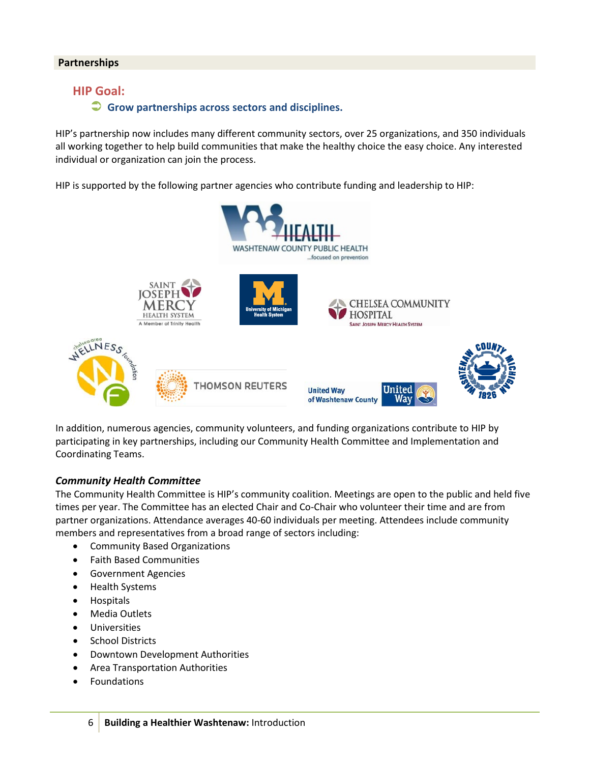## Partnerships

### HIP Goal:

- **Grow partnerships across sectors and disciplines.**

HIP's partnership now includes many different community sectors, over 25 organizations, and 350 individuals all working together to help build communities that make the healthy choice the easy choice. Any interested individual or organization can join the process.

HIP is supported by the following partner agencies who contribute funding and leadership to HIP:

In addition, numerous agencies, community volunteers, and funding organizations contribute to HIP by participating in key partnerships, including our Community Health Committee and Implementation and Coordinating Teams.

### *Community Health Committee*

The Community Health Committee is HIP's community coalition. Meetings are open to the public and held five times per year. The Committee has an elected Chair and Co-Chair who volunteer their time and are from partner organizations. Attendance averages 40-60 individuals per meeting. Attendees include community members and representatives from a broad range of sectors including:

- Community Based Organizations
- Faith Based Communities
- Government Agencies
- Health Systems
- Hospitals
- Media Outlets
- Universities
- School Districts
- Downtown Development Authorities
- Area Transportation Authorities
- Foundations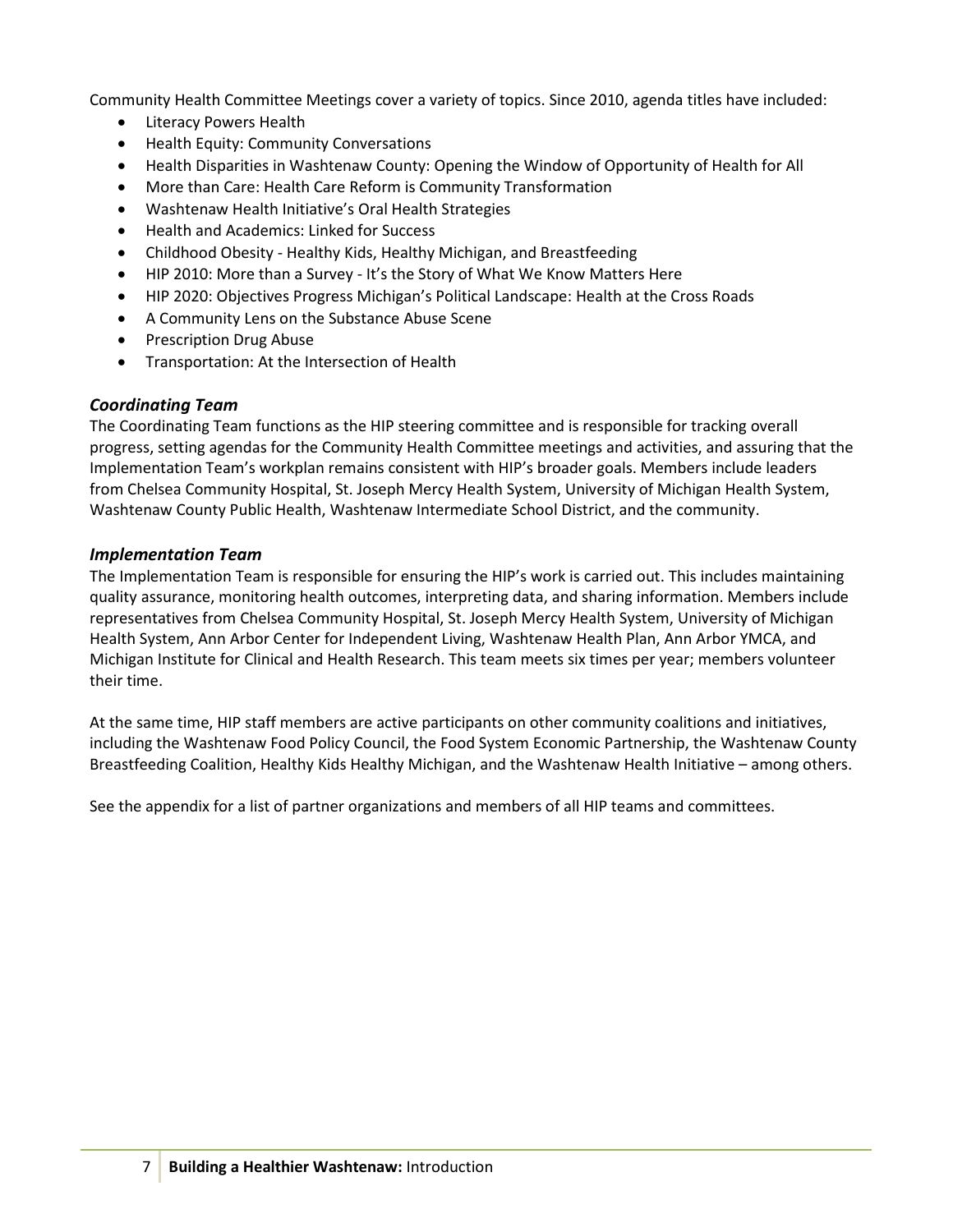Community Health Committee Meetings cover a variety of topics. Since 2010, agenda titles have included:

- Literacy Powers Health
- Health Equity: Community Conversations
- Health Disparities in Washtenaw County: Opening the Window of Opportunity of Health for All
- More than Care: Health Care Reform is Community Transformation
- Washtenaw Health Initiative's Oral Health Strategies
- Health and Academics: Linked for Success
- Childhood Obesity - Healthy Kids, Healthy Michigan, and Breastfeeding
- HIP 2010: More than a Survey - It's the Story of What We Know Matters Here
- HIP 2020: Objectives Progress Michigan's Political Landscape: Health at the Cross Roads
- A Community Lens on the Substance Abuse Scene
- Prescription Drug Abuse
- Transportation: At the Intersection of Health

### *Coordinating Team*

The Coordinating Team functions as the HIP steering committee and is responsible for tracking overall progress, setting agendas for the Community Health Committee meetings and activities, and assuring that the Implementation Team's workplan remains consistent with HIP's broader goals. Members include leaders from Chelsea Community Hospital, St. Joseph Mercy Health System, University of Michigan Health System, Washtenaw County Public Health, Washtenaw Intermediate School District, and the community.

### *Implementation Team*

The Implementation Team is responsible for ensuring the HIP's work is carried out. This includes maintaining quality assurance, monitoring health outcomes, interpreting data, and sharing information. Members include representatives from Chelsea Community Hospital, St. Joseph Mercy Health System, University of Michigan Health System, Ann Arbor Center for Independent Living, Washtenaw Health Plan, Ann Arbor YMCA, and Michigan Institute for Clinical and Health Research. This team meets six times per year; members volunteer their time.

At the same time, HIP staff members are active participants on other community coalitions and initiatives, including the Washtenaw Food Policy Council, the Food System Economic Partnership, the Washtenaw County Breastfeeding Coalition, Healthy Kids Healthy Michigan, and the Washtenaw Health Initiative – among others.

See the appendix for a list of partner organizations and members of all HIP teams and committees.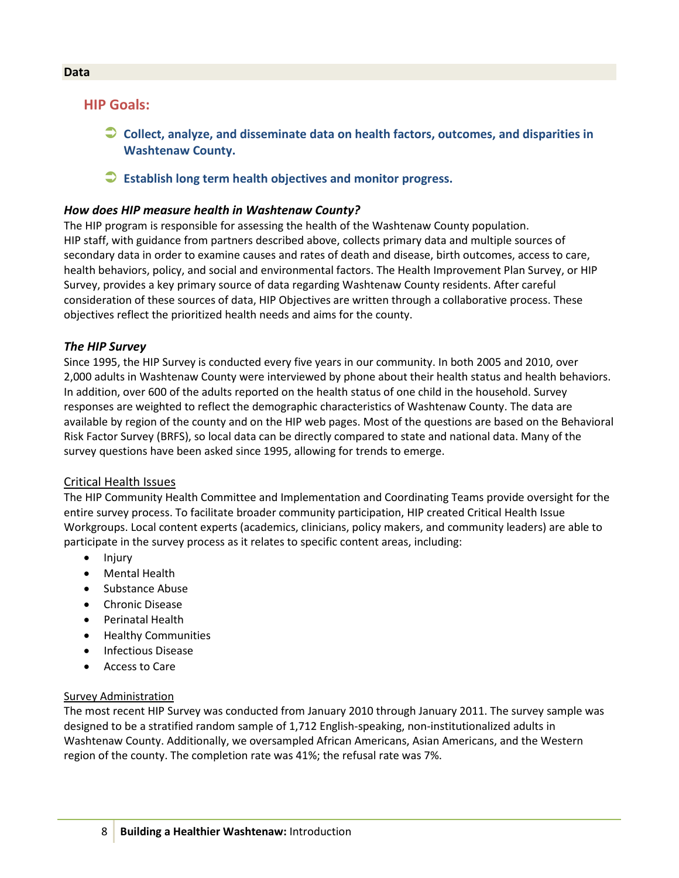## Data

### HIP Goals:

- **Collect, analyze, and disseminate data on health factors, outcomes, and disparities in Washtenaw County.**
- **Establish long term health objectives and monitor progress.**

***How does HIP measure health in Washtenaw County?***

The HIP program is responsible for assessing the health of the Washtenaw County population. HIP staff, with guidance from partners described above, collects primary data and multiple sources of secondary data in order to examine causes and rates of death and disease, birth outcomes, access to care, health behaviors, policy, and social and environmental factors. The Health Improvement Plan Survey, or HIP Survey, provides a key primary source of data regarding Washtenaw County residents. After careful consideration of these sources of data, HIP Objectives are written through a collaborative process. These objectives reflect the prioritized health needs and aims for the county.

***The HIP Survey***

Since 1995, the HIP Survey is conducted every five years in our community. In both 2005 and 2010, over 2,000 adults in Washtenaw County were interviewed by phone about their health status and health behaviors. In addition, over 600 of the adults reported on the health status of one child in the household. Survey responses are weighted to reflect the demographic characteristics of Washtenaw County. The data are available by region of the county and on the HIP web pages. Most of the questions are based on the Behavioral Risk Factor Survey (BRFS), so local data can be directly compared to state and national data. Many of the survey questions have been asked since 1995, allowing for trends to emerge.

Critical Health Issues

The HIP Community Health Committee and Implementation and Coordinating Teams provide oversight for the entire survey process. To facilitate broader community participation, HIP created Critical Health Issue Workgroups. Local content experts (academics, clinicians, policy makers, and community leaders) are able to participate in the survey process as it relates to specific content areas, including:

- Injury
- Mental Health
- Substance Abuse
- Chronic Disease
- Perinatal Health
- Healthy Communities
- Infectious Disease
- Access to Care

Survey Administration

The most recent HIP Survey was conducted from January 2010 through January 2011. The survey sample was designed to be a stratified random sample of 1,712 English-speaking, non-institutionalized adults in Washtenaw County. Additionally, we oversampled African Americans, Asian Americans, and the Western region of the county. The completion rate was 41%; the refusal rate was 7%.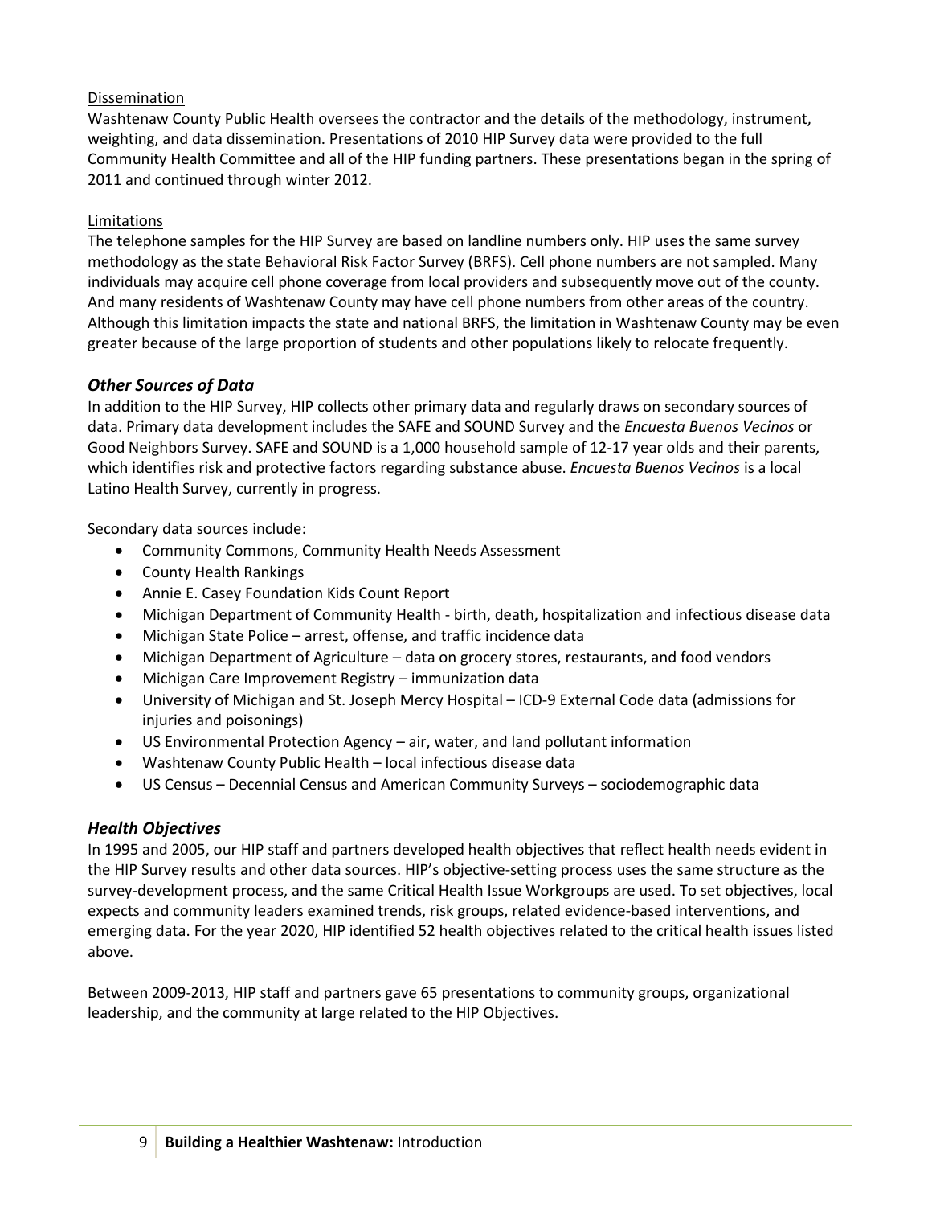Dissemination

Washtenaw County Public Health oversees the contractor and the details of the methodology, instrument, weighting, and data dissemination. Presentations of 2010 HIP Survey data were provided to the full Community Health Committee and all of the HIP funding partners. These presentations began in the spring of 2011 and continued through winter 2012.

Limitations

The telephone samples for the HIP Survey are based on landline numbers only. HIP uses the same survey methodology as the state Behavioral Risk Factor Survey (BRFS). Cell phone numbers are not sampled. Many individuals may acquire cell phone coverage from local providers and subsequently move out of the county. And many residents of Washtenaw County may have cell phone numbers from other areas of the country. Although this limitation impacts the state and national BRFS, the limitation in Washtenaw County may be even greater because of the large proportion of students and other populations likely to relocate frequently.

### *Other Sources of Data*

In addition to the HIP Survey, HIP collects other primary data and regularly draws on secondary sources of data. Primary data development includes the SAFE and SOUND Survey and the *Encuesta Buenos Vecinos* or Good Neighbors Survey. SAFE and SOUND is a 1,000 household sample of 12-17 year olds and their parents, which identifies risk and protective factors regarding substance abuse. *Encuesta Buenos Vecinos* is a local Latino Health Survey, currently in progress.

Secondary data sources include:

- Community Commons, Community Health Needs Assessment
- County Health Rankings
- Annie E. Casey Foundation Kids Count Report
- Michigan Department of Community Health - birth, death, hospitalization and infectious disease data
- Michigan State Police – arrest, offense, and traffic incidence data
- Michigan Department of Agriculture – data on grocery stores, restaurants, and food vendors
- Michigan Care Improvement Registry – immunization data
- University of Michigan and St. Joseph Mercy Hospital – ICD-9 External Code data (admissions for injuries and poisonings)
- US Environmental Protection Agency – air, water, and land pollutant information
- Washtenaw County Public Health – local infectious disease data
- US Census – Decennial Census and American Community Surveys – sociodemographic data

### *Health Objectives*

In 1995 and 2005, our HIP staff and partners developed health objectives that reflect health needs evident in the HIP Survey results and other data sources. HIP's objective-setting process uses the same structure as the survey-development process, and the same Critical Health Issue Workgroups are used. To set objectives, local expects and community leaders examined trends, risk groups, related evidence-based interventions, and emerging data. For the year 2020, HIP identified 52 health objectives related to the critical health issues listed above.

Between 2009-2013, HIP staff and partners gave 65 presentations to community groups, organizational leadership, and the community at large related to the HIP Objectives.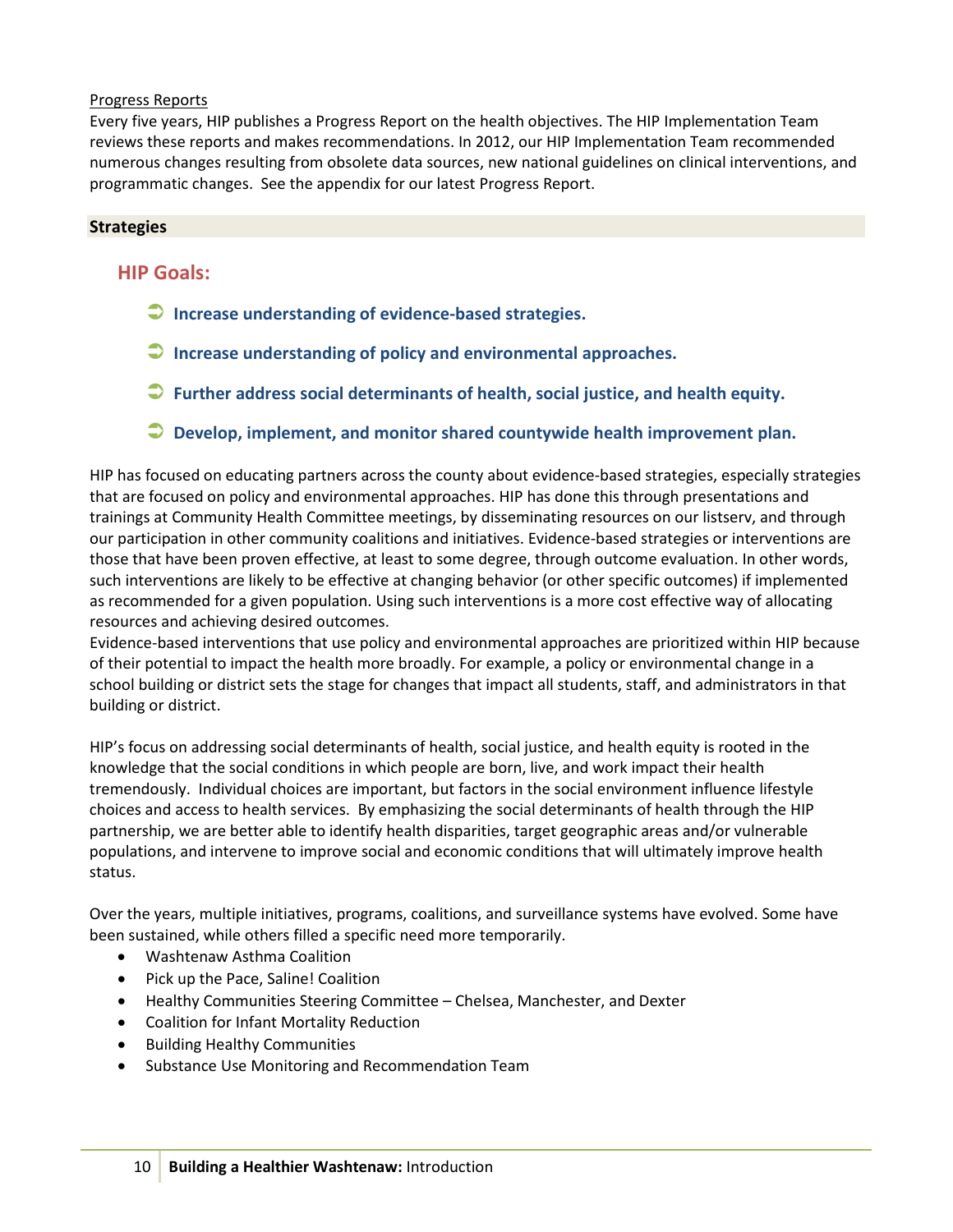Progress Reports

Every five years, HIP publishes a Progress Report on the health objectives. The HIP Implementation Team reviews these reports and makes recommendations. In 2012, our HIP Implementation Team recommended numerous changes resulting from obsolete data sources, new national guidelines on clinical interventions, and programmatic changes. See the appendix for our latest Progress Report.

## Strategies

### HIP Goals:

- **Increase understanding of evidence-based strategies.**
- **Increase understanding of policy and environmental approaches.**
- **Further address social determinants of health, social justice, and health equity.**
- **Develop, implement, and monitor shared countywide health improvement plan.**

HIP has focused on educating partners across the county about evidence-based strategies, especially strategies that are focused on policy and environmental approaches. HIP has done this through presentations and trainings at Community Health Committee meetings, by disseminating resources on our listserv, and through our participation in other community coalitions and initiatives. Evidence-based strategies or interventions are those that have been proven effective, at least to some degree, through outcome evaluation. In other words, such interventions are likely to be effective at changing behavior (or other specific outcomes) if implemented as recommended for a given population. Using such interventions is a more cost effective way of allocating resources and achieving desired outcomes.

Evidence-based interventions that use policy and environmental approaches are prioritized within HIP because of their potential to impact the health more broadly. For example, a policy or environmental change in a school building or district sets the stage for changes that impact all students, staff, and administrators in that building or district.

HIP's focus on addressing social determinants of health, social justice, and health equity is rooted in the knowledge that the social conditions in which people are born, live, and work impact their health tremendously. Individual choices are important, but factors in the social environment influence lifestyle choices and access to health services. By emphasizing the social determinants of health through the HIP partnership, we are better able to identify health disparities, target geographic areas and/or vulnerable populations, and intervene to improve social and economic conditions that will ultimately improve health status.

Over the years, multiple initiatives, programs, coalitions, and surveillance systems have evolved. Some have been sustained, while others filled a specific need more temporarily.

- Washtenaw Asthma Coalition
- Pick up the Pace, Saline! Coalition
- Healthy Communities Steering Committee – Chelsea, Manchester, and Dexter
- Coalition for Infant Mortality Reduction
- Building Healthy Communities
- Substance Use Monitoring and Recommendation Team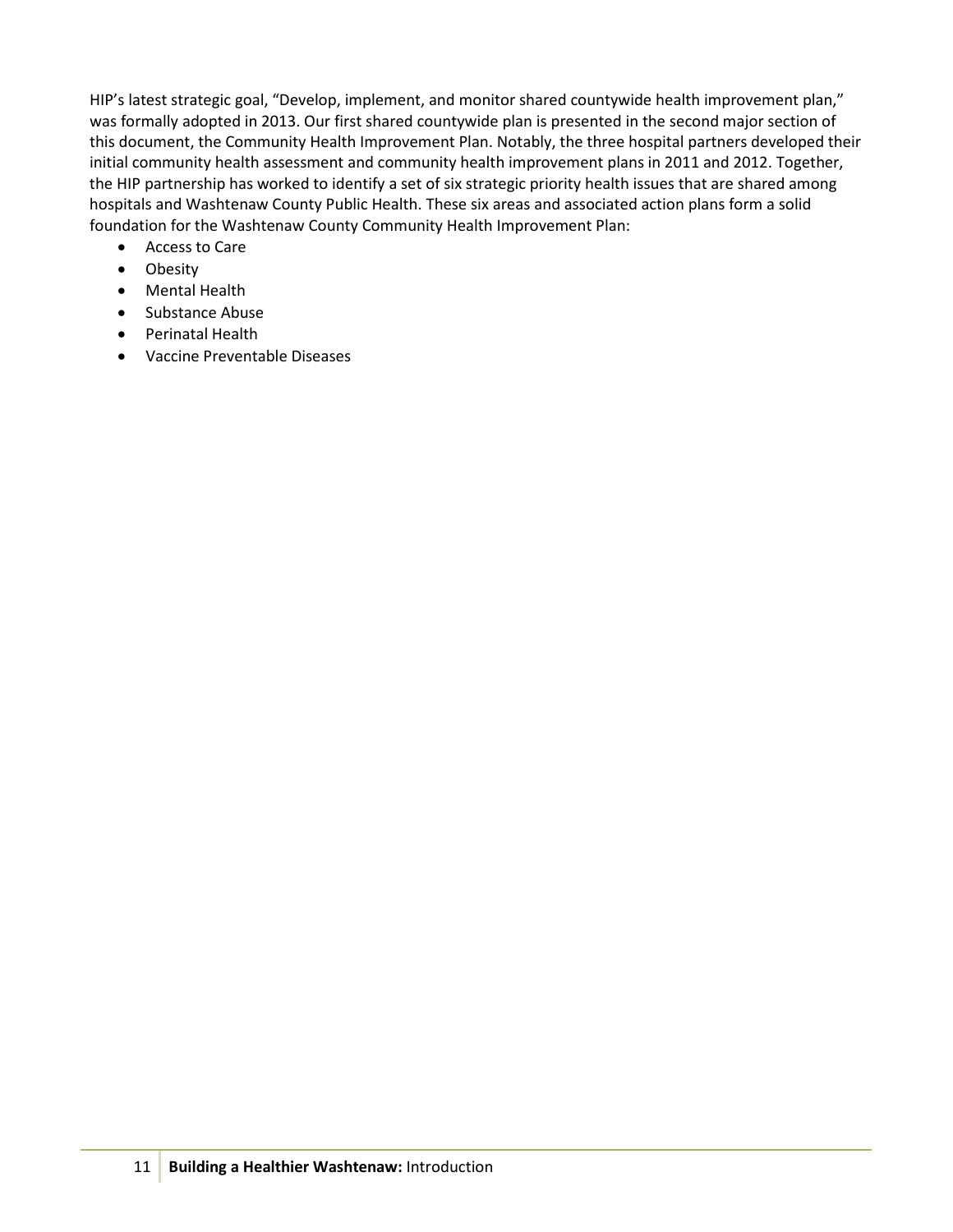HIP's latest strategic goal, "Develop, implement, and monitor shared countywide health improvement plan," was formally adopted in 2013. Our first shared countywide plan is presented in the second major section of this document, the Community Health Improvement Plan. Notably, the three hospital partners developed their initial community health assessment and community health improvement plans in 2011 and 2012. Together, the HIP partnership has worked to identify a set of six strategic priority health issues that are shared among hospitals and Washtenaw County Public Health. These six areas and associated action plans form a solid foundation for the Washtenaw County Community Health Improvement Plan:

- Access to Care
- Obesity
- Mental Health
- Substance Abuse
- Perinatal Health
- Vaccine Preventable Diseases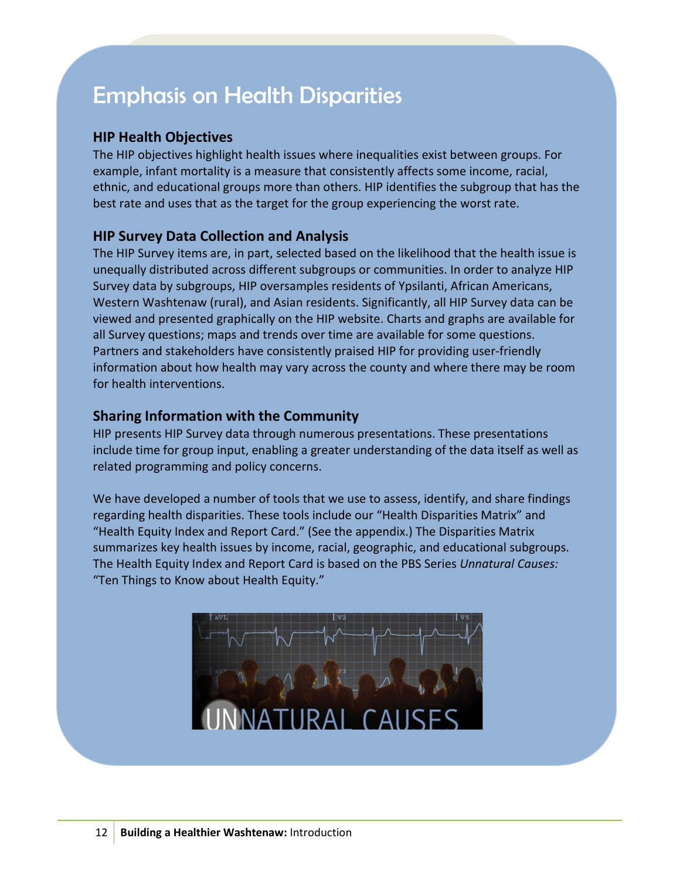# Emphasis on Health Disparities

### HIP Health Objectives

The HIP objectives highlight health issues where inequalities exist between groups. For example, infant mortality is a measure that consistently affects some income, racial, ethnic, and educational groups more than others. HIP identifies the subgroup that has the best rate and uses that as the target for the group experiencing the worst rate.

### HIP Survey Data Collection and Analysis

The HIP Survey items are, in part, selected based on the likelihood that the health issue is unequally distributed across different subgroups or communities. In order to analyze HIP Survey data by subgroups, HIP oversamples residents of Ypsilanti, African Americans, Western Washtenaw (rural), and Asian residents. Significantly, all HIP Survey data can be viewed and presented graphically on the HIP website. Charts and graphs are available for all Survey questions; maps and trends over time are available for some questions. Partners and stakeholders have consistently praised HIP for providing user-friendly information about how health may vary across the county and where there may be room for health interventions.

### Sharing Information with the Community

HIP presents HIP Survey data through numerous presentations. These presentations include time for group input, enabling a greater understanding of the data itself as well as related programming and policy concerns.

We have developed a number of tools that we use to assess, identify, and share findings regarding health disparities. These tools include our "Health Disparities Matrix" and "Health Equity Index and Report Card." (See the appendix.) The Disparities Matrix summarizes key health issues by income, racial, geographic, and educational subgroups. The Health Equity Index and Report Card is based on the PBS Series *Unnatural Causes:* "Ten Things to Know about Health Equity."

UNNATURAL CAUSES